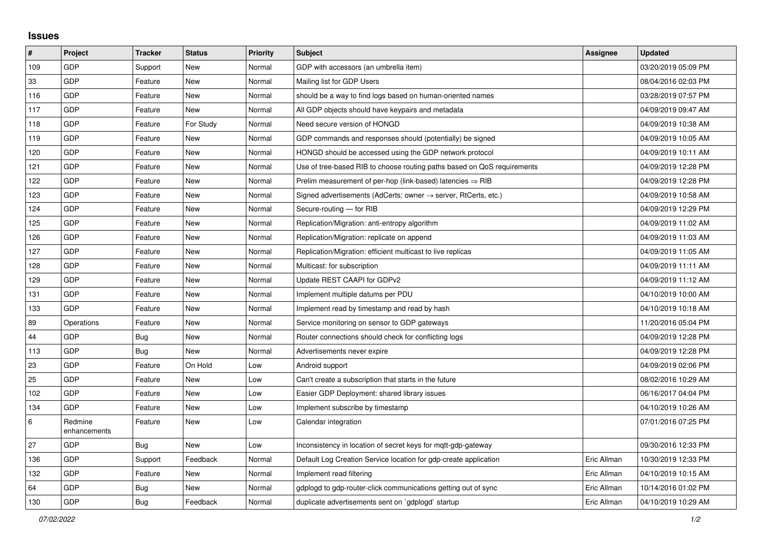## Issues

| # | Project | Tracker | Status | Priority | Subject | Assignee | Updated |
|---|---|---|---|---|---|---|---|
| 109 | GDP | Support | New | Normal | GDP with accessors (an umbrella item) | | 03/20/2019 05:09 PM |
| 33 | GDP | Feature | New | Normal | Mailing list for GDP Users | | 08/04/2016 02:03 PM |
| 116 | GDP | Feature | New | Normal | should be a way to find logs based on human-oriented names | | 03/28/2019 07:57 PM |
| 117 | GDP | Feature | New | Normal | All GDP objects should have keypairs and metadata | | 04/09/2019 09:47 AM |
| 118 | GDP | Feature | For Study | Normal | Need secure version of HONGD | | 04/09/2019 10:38 AM |
| 119 | GDP | Feature | New | Normal | GDP commands and responses should (potentially) be signed | | 04/09/2019 10:05 AM |
| 120 | GDP | Feature | New | Normal | HONGD should be accessed using the GDP network protocol | | 04/09/2019 10:11 AM |
| 121 | GDP | Feature | New | Normal | Use of tree-based RIB to choose routing paths based on QoS requirements | | 04/09/2019 12:28 PM |
| 122 | GDP | Feature | New | Normal | Prelim measurement of per-hop (link-based) latencies ⇒ RIB | | 04/09/2019 12:28 PM |
| 123 | GDP | Feature | New | Normal | Signed advertisements (AdCerts: owner → server, RtCerts, etc.) | | 04/09/2019 10:58 AM |
| 124 | GDP | Feature | New | Normal | Secure-routing — for RIB | | 04/09/2019 12:29 PM |
| 125 | GDP | Feature | New | Normal | Replication/Migration: anti-entropy algorithm | | 04/09/2019 11:02 AM |
| 126 | GDP | Feature | New | Normal | Replication/Migration: replicate on append | | 04/09/2019 11:03 AM |
| 127 | GDP | Feature | New | Normal | Replication/Migration: efficient multicast to live replicas | | 04/09/2019 11:05 AM |
| 128 | GDP | Feature | New | Normal | Multicast: for subscription | | 04/09/2019 11:11 AM |
| 129 | GDP | Feature | New | Normal | Update REST CAAPI for GDPv2 | | 04/09/2019 11:12 AM |
| 131 | GDP | Feature | New | Normal | Implement multiple datums per PDU | | 04/10/2019 10:00 AM |
| 133 | GDP | Feature | New | Normal | Implement read by timestamp and read by hash | | 04/10/2019 10:18 AM |
| 89 | Operations | Feature | New | Normal | Service monitoring on sensor to GDP gateways | | 11/20/2016 05:04 PM |
| 44 | GDP | Bug | New | Normal | Router connections should check for conflicting logs | | 04/09/2019 12:28 PM |
| 113 | GDP | Bug | New | Normal | Advertisements never expire | | 04/09/2019 12:28 PM |
| 23 | GDP | Feature | On Hold | Low | Android support | | 04/09/2019 02:06 PM |
| 25 | GDP | Feature | New | Low | Can't create a subscription that starts in the future | | 08/02/2016 10:29 AM |
| 102 | GDP | Feature | New | Low | Easier GDP Deployment: shared library issues | | 06/16/2017 04:04 PM |
| 134 | GDP | Feature | New | Low | Implement subscribe by timestamp | | 04/10/2019 10:26 AM |
| 6 | Redmine enhancements | Feature | New | Low | Calendar integration | | 07/01/2016 07:25 PM |
| 27 | GDP | Bug | New | Low | Inconsistency in location of secret keys for mqtt-gdp-gateway | | 09/30/2016 12:33 PM |
| 136 | GDP | Support | Feedback | Normal | Default Log Creation Service location for gdp-create application | Eric Allman | 10/30/2019 12:33 PM |
| 132 | GDP | Feature | New | Normal | Implement read filtering | Eric Allman | 04/10/2019 10:15 AM |
| 64 | GDP | Bug | New | Normal | gdplogd to gdp-router-click communications getting out of sync | Eric Allman | 10/14/2016 01:02 PM |
| 130 | GDP | Bug | Feedback | Normal | duplicate advertisements sent on `gdplogd` startup | Eric Allman | 04/10/2019 10:29 AM |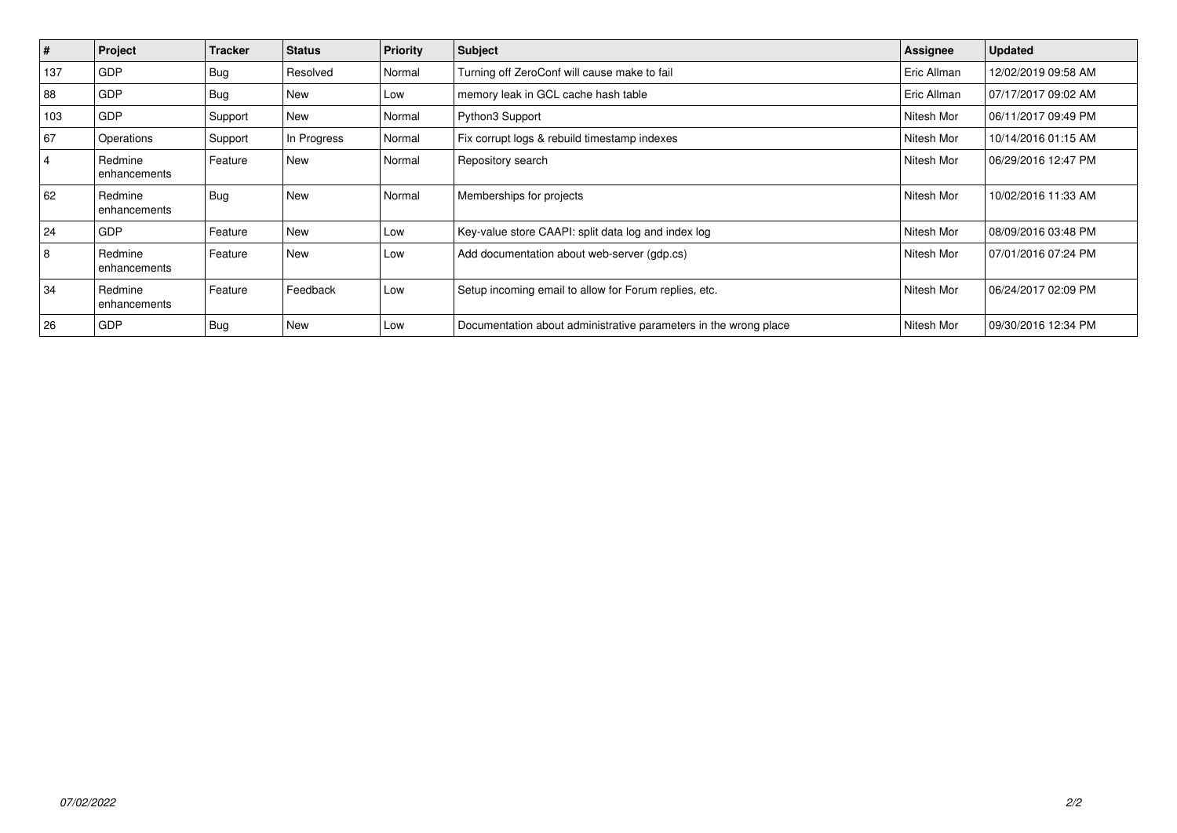| # | Project | Tracker | Status | Priority | Subject | Assignee | Updated |
|---|---|---|---|---|---|---|---|
| 137 | GDP | Bug | Resolved | Normal | Turning off ZeroConf will cause make to fail | Eric Allman | 12/02/2019 09:58 AM |
| 88 | GDP | Bug | New | Low | memory leak in GCL cache hash table | Eric Allman | 07/17/2017 09:02 AM |
| 103 | GDP | Support | New | Normal | Python3 Support | Nitesh Mor | 06/11/2017 09:49 PM |
| 67 | Operations | Support | In Progress | Normal | Fix corrupt logs & rebuild timestamp indexes | Nitesh Mor | 10/14/2016 01:15 AM |
| 4 | Redmine enhancements | Feature | New | Normal | Repository search | Nitesh Mor | 06/29/2016 12:47 PM |
| 62 | Redmine enhancements | Bug | New | Normal | Memberships for projects | Nitesh Mor | 10/02/2016 11:33 AM |
| 24 | GDP | Feature | New | Low | Key-value store CAAPI: split data log and index log | Nitesh Mor | 08/09/2016 03:48 PM |
| 8 | Redmine enhancements | Feature | New | Low | Add documentation about web-server (gdp.cs) | Nitesh Mor | 07/01/2016 07:24 PM |
| 34 | Redmine enhancements | Feature | Feedback | Low | Setup incoming email to allow for Forum replies, etc. | Nitesh Mor | 06/24/2017 02:09 PM |
| 26 | GDP | Bug | New | Low | Documentation about administrative parameters in the wrong place | Nitesh Mor | 09/30/2016 12:34 PM |